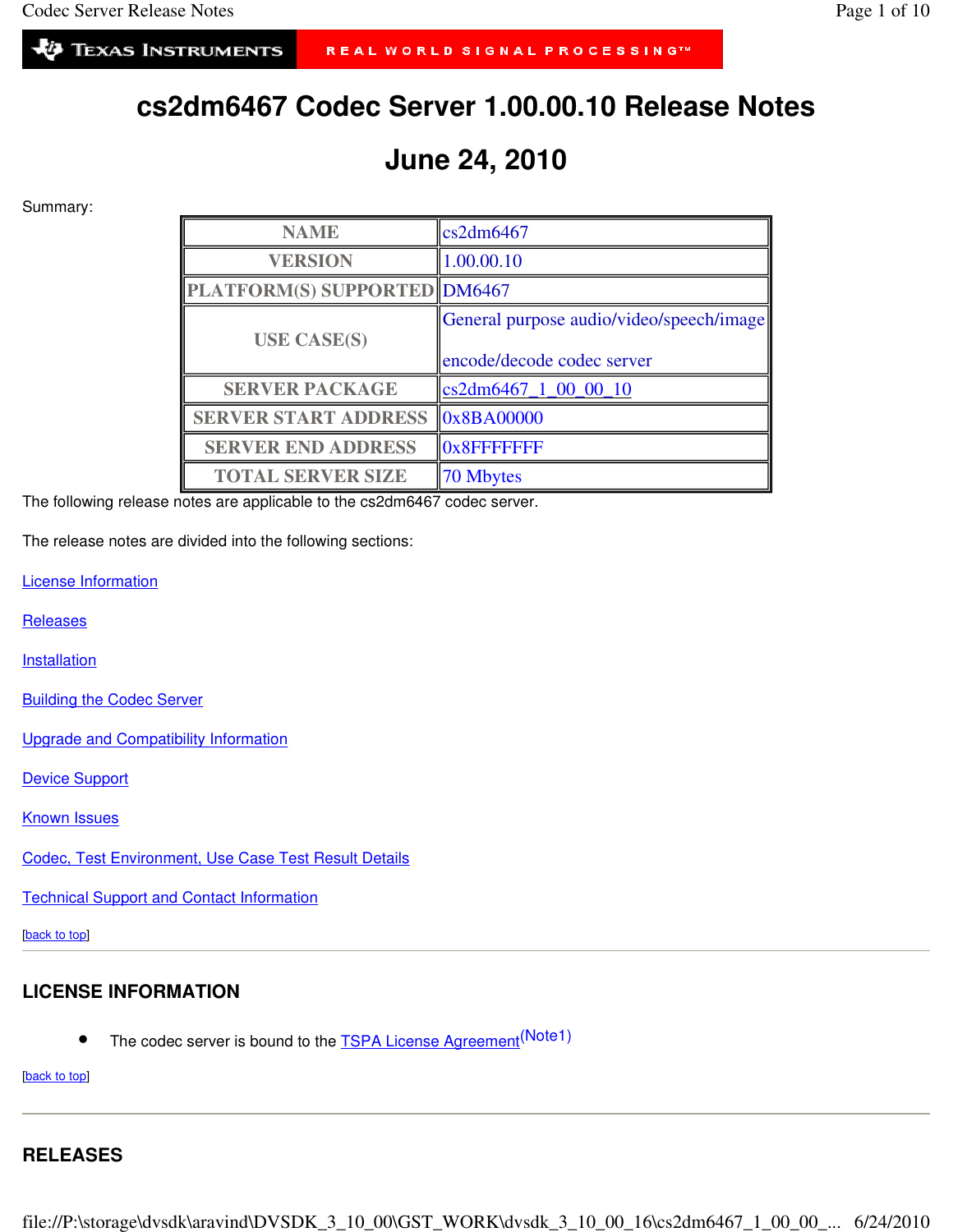# cs2dm6467 Codec Server 1.00.00.10 Release Notes

## June 24, 2010

Summary:

| NAME | cs2dm6467 |
|---|---|
| VERSION | 1.00.00.10 |
| PLATFORM(S) SUPPORTED | DM6467 |
| USE CASE(S) | General purpose audio/video/speech/image encode/decode codec server |
| SERVER PACKAGE | cs2dm6467_1_00_00_10 |
| SERVER START ADDRESS | 0x8BA00000 |
| SERVER END ADDRESS | 0x8FFFFFFF |
| TOTAL SERVER SIZE | 70 Mbytes |

The following release notes are applicable to the cs2dm6467 codec server.

The release notes are divided into the following sections:

License Information

Releases

Installation

Building the Codec Server

Upgrade and Compatibility Information

Device Support

Known Issues

Codec, Test Environment, Use Case Test Result Details

Technical Support and Contact Information

[back to top]

---

## LICENSE INFORMATION

- The codec server is bound to the TSPA License Agreement(Note1)

[back to top]

---

## RELEASES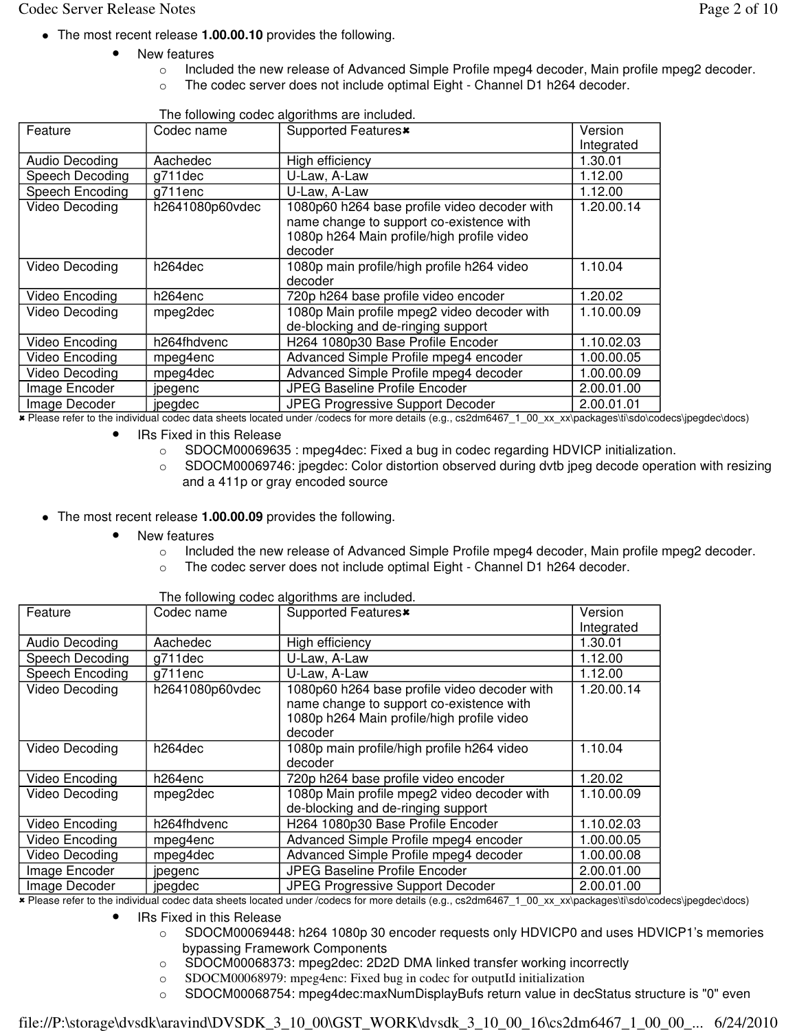- The most recent release **1.00.00.10** provides the following.
  - New features
    - Included the new release of Advanced Simple Profile mpeg4 decoder, Main profile mpeg2 decoder.
    - The codec server does not include optimal Eight - Channel D1 h264 decoder.

The following codec algorithms are included.

| Feature | Codec name | Supported Features✖ | Version Integrated |
|---|---|---|---|
| Audio Decoding | Aachedec | High efficiency | 1.30.01 |
| Speech Decoding | g711dec | U-Law, A-Law | 1.12.00 |
| Speech Encoding | g711enc | U-Law, A-Law | 1.12.00 |
| Video Decoding | h2641080p60vdec | 1080p60 h264 base profile video decoder with name change to support co-existence with 1080p h264 Main profile/high profile video decoder | 1.20.00.14 |
| Video Decoding | h264dec | 1080p main profile/high profile h264 video decoder | 1.10.04 |
| Video Encoding | h264enc | 720p h264 base profile video encoder | 1.20.02 |
| Video Decoding | mpeg2dec | 1080p Main profile mpeg2 video decoder with de-blocking and de-ringing support | 1.10.00.09 |
| Video Encoding | h264fhdvenc | H264 1080p30 Base Profile Encoder | 1.10.02.03 |
| Video Encoding | mpeg4enc | Advanced Simple Profile mpeg4 encoder | 1.00.00.05 |
| Video Decoding | mpeg4dec | Advanced Simple Profile mpeg4 decoder | 1.00.00.09 |
| Image Encoder | jpegenc | JPEG Baseline Profile Encoder | 2.00.01.00 |
| Image Decoder | jpegdec | JPEG Progressive Support Decoder | 2.00.01.01 |

✖ Please refer to the individual codec data sheets located under /codecs for more details (e.g., cs2dm6467_1_00_xx_xx\packages\ti\sdo\codecs\jpegdec\docs)

  - IRs Fixed in this Release
    - SDOCM00069635 : mpeg4dec: Fixed a bug in codec regarding HDVICP initialization.
    - SDOCM00069746: jpegdec: Color distortion observed during dvtb jpeg decode operation with resizing and a 411p or gray encoded source

- The most recent release **1.00.00.09** provides the following.
  - New features
    - Included the new release of Advanced Simple Profile mpeg4 decoder, Main profile mpeg2 decoder.
    - The codec server does not include optimal Eight - Channel D1 h264 decoder.

The following codec algorithms are included.

| Feature | Codec name | Supported Features✖ | Version Integrated |
|---|---|---|---|
| Audio Decoding | Aachedec | High efficiency | 1.30.01 |
| Speech Decoding | g711dec | U-Law, A-Law | 1.12.00 |
| Speech Encoding | g711enc | U-Law, A-Law | 1.12.00 |
| Video Decoding | h2641080p60vdec | 1080p60 h264 base profile video decoder with name change to support co-existence with 1080p h264 Main profile/high profile video decoder | 1.20.00.14 |
| Video Decoding | h264dec | 1080p main profile/high profile h264 video decoder | 1.10.04 |
| Video Encoding | h264enc | 720p h264 base profile video encoder | 1.20.02 |
| Video Decoding | mpeg2dec | 1080p Main profile mpeg2 video decoder with de-blocking and de-ringing support | 1.10.00.09 |
| Video Encoding | h264fhdvenc | H264 1080p30 Base Profile Encoder | 1.10.02.03 |
| Video Encoding | mpeg4enc | Advanced Simple Profile mpeg4 encoder | 1.00.00.05 |
| Video Decoding | mpeg4dec | Advanced Simple Profile mpeg4 decoder | 1.00.00.08 |
| Image Encoder | jpegenc | JPEG Baseline Profile Encoder | 2.00.01.00 |
| Image Decoder | jpegdec | JPEG Progressive Support Decoder | 2.00.01.00 |

✖ Please refer to the individual codec data sheets located under /codecs for more details (e.g., cs2dm6467_1_00_xx_xx\packages\ti\sdo\codecs\jpegdec\docs)

  - IRs Fixed in this Release
    - SDOCM00069448: h264 1080p 30 encoder requests only HDVICP0 and uses HDVICP1's memories bypassing Framework Components
    - SDOCM00068373: mpeg2dec: 2D2D DMA linked transfer working incorrectly
    - SDOCM00068979: mpeg4enc: Fixed bug in codec for outputId initialization
    - SDOCM00068754: mpeg4dec:maxNumDisplayBufs return value in decStatus structure is "0" even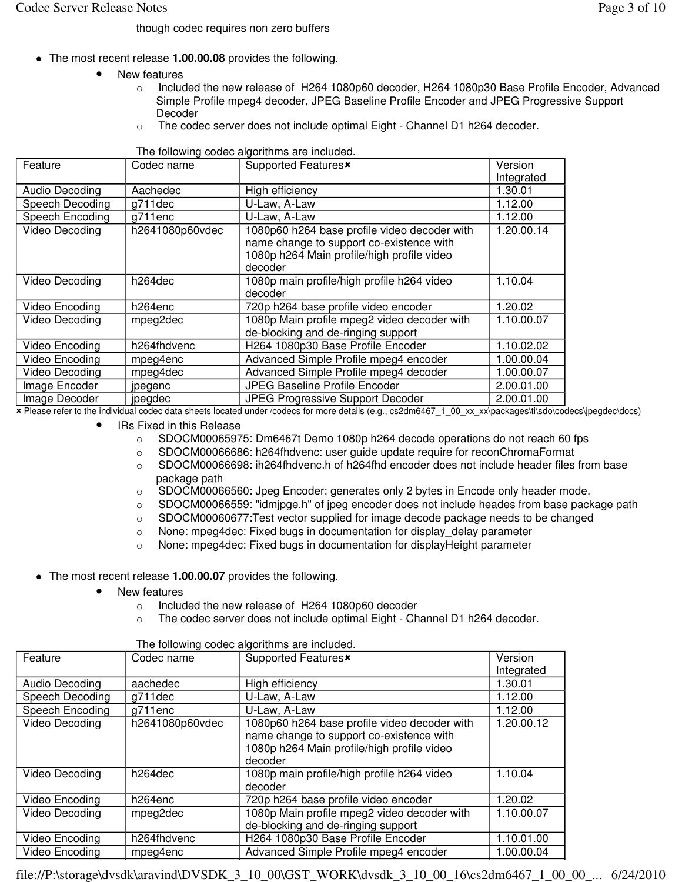though codec requires non zero buffers

- The most recent release **1.00.00.08** provides the following.
    - New features
        - Included the new release of H264 1080p60 decoder, H264 1080p30 Base Profile Encoder, Advanced Simple Profile mpeg4 decoder, JPEG Baseline Profile Encoder and JPEG Progressive Support Decoder
        - The codec server does not include optimal Eight - Channel D1 h264 decoder.

The following codec algorithms are included.

| Feature | Codec name | Supported Features✖ | Version Integrated |
|---|---|---|---|
| Audio Decoding | Aachedec | High efficiency | 1.30.01 |
| Speech Decoding | g711dec | U-Law, A-Law | 1.12.00 |
| Speech Encoding | g711enc | U-Law, A-Law | 1.12.00 |
| Video Decoding | h2641080p60vdec | 1080p60 h264 base profile video decoder with name change to support co-existence with 1080p h264 Main profile/high profile video decoder | 1.20.00.14 |
| Video Decoding | h264dec | 1080p main profile/high profile h264 video decoder | 1.10.04 |
| Video Encoding | h264enc | 720p h264 base profile video encoder | 1.20.02 |
| Video Decoding | mpeg2dec | 1080p Main profile mpeg2 video decoder with de-blocking and de-ringing support | 1.10.00.07 |
| Video Encoding | h264fhdvenc | H264 1080p30 Base Profile Encoder | 1.10.02.02 |
| Video Encoding | mpeg4enc | Advanced Simple Profile mpeg4 encoder | 1.00.00.04 |
| Video Decoding | mpeg4dec | Advanced Simple Profile mpeg4 decoder | 1.00.00.07 |
| Image Encoder | jpegenc | JPEG Baseline Profile Encoder | 2.00.01.00 |
| Image Decoder | jpegdec | JPEG Progressive Support Decoder | 2.00.01.00 |

✖ Please refer to the individual codec data sheets located under /codecs for more details (e.g., cs2dm6467_1_00_xx_xx\packages\ti\sdo\codecs\jpegdec\docs)

- IRs Fixed in this Release
    - SDOCM00065975: Dm6467t Demo 1080p h264 decode operations do not reach 60 fps
    - SDOCM00066686: h264fhdvenc: user guide update require for reconChromaFormat
    - SDOCM00066698: ih264fhdvenc.h of h264fhd encoder does not include header files from base package path
    - SDOCM00066560: Jpeg Encoder: generates only 2 bytes in Encode only header mode.
    - SDOCM00066559: "idmjpge.h" of jpeg encoder does not include heades from base package path
    - SDOCM00060677:Test vector supplied for image decode package needs to be changed
    - None: mpeg4dec: Fixed bugs in documentation for display_delay parameter
    - None: mpeg4dec: Fixed bugs in documentation for displayHeight parameter

- The most recent release **1.00.00.07** provides the following.
    - New features
        - Included the new release of H264 1080p60 decoder
        - The codec server does not include optimal Eight - Channel D1 h264 decoder.

The following codec algorithms are included.

| Feature | Codec name | Supported Features✖ | Version Integrated |
|---|---|---|---|
| Audio Decoding | aachedec | High efficiency | 1.30.01 |
| Speech Decoding | g711dec | U-Law, A-Law | 1.12.00 |
| Speech Encoding | g711enc | U-Law, A-Law | 1.12.00 |
| Video Decoding | h2641080p60vdec | 1080p60 h264 base profile video decoder with name change to support co-existence with 1080p h264 Main profile/high profile video decoder | 1.20.00.12 |
| Video Decoding | h264dec | 1080p main profile/high profile h264 video decoder | 1.10.04 |
| Video Encoding | h264enc | 720p h264 base profile video encoder | 1.20.02 |
| Video Decoding | mpeg2dec | 1080p Main profile mpeg2 video decoder with de-blocking and de-ringing support | 1.10.00.07 |
| Video Encoding | h264fhdvenc | H264 1080p30 Base Profile Encoder | 1.10.01.00 |
| Video Encoding | mpeg4enc | Advanced Simple Profile mpeg4 encoder | 1.00.00.04 |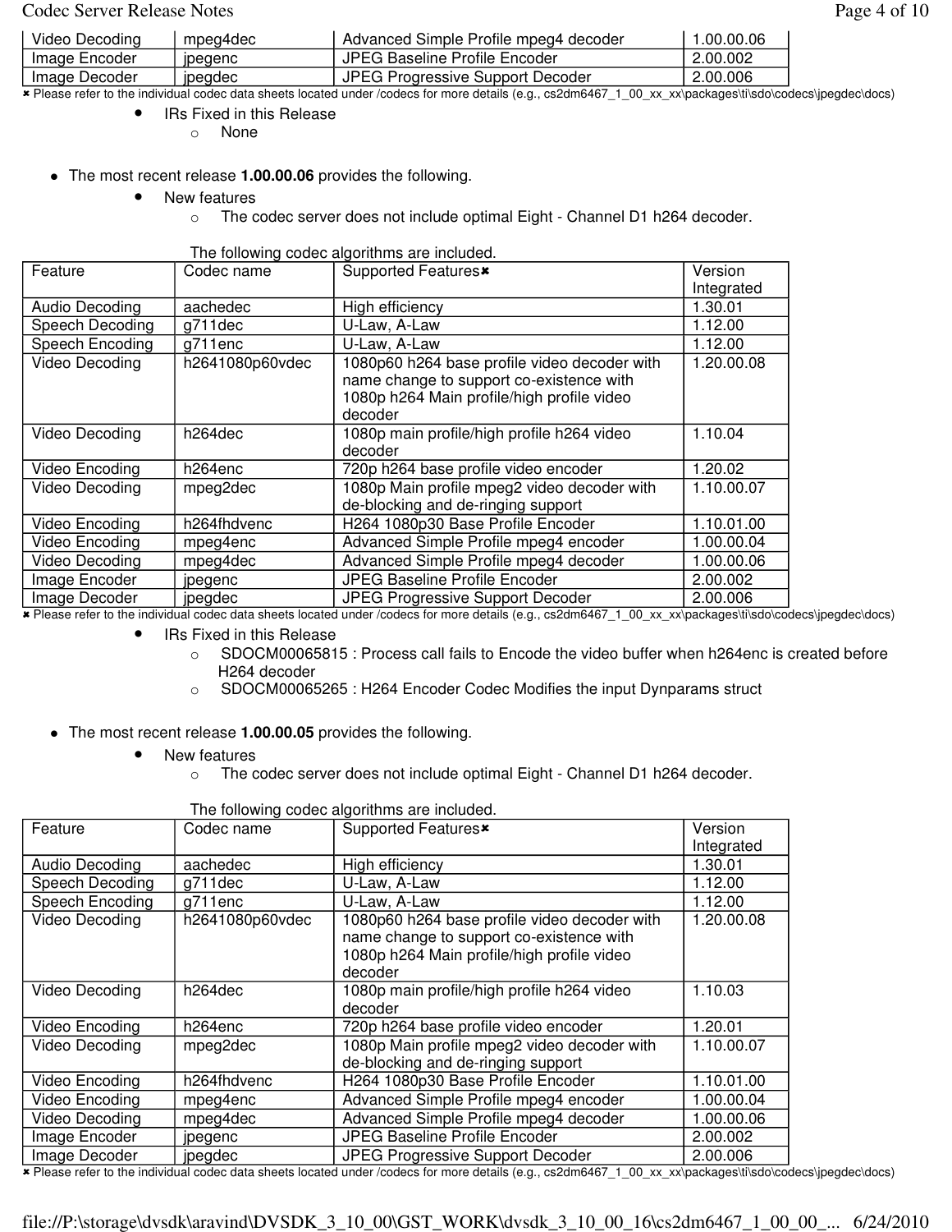| Video Decoding | mpeg4dec | Advanced Simple Profile mpeg4 decoder | 1.00.00.06 |
|---|---|---|---|
| Image Encoder | jpegenc | JPEG Baseline Profile Encoder | 2.00.002 |
| Image Decoder | jpegdec | JPEG Progressive Support Decoder | 2.00.006 |

✖ Please refer to the individual codec data sheets located under /codecs for more details (e.g., cs2dm6467_1_00_xx_xx\packages\ti\sdo\codecs\jpegdec\docs)

- IRs Fixed in this Release
  - None

- The most recent release **1.00.00.06** provides the following.
  - New features
    - The codec server does not include optimal Eight - Channel D1 h264 decoder.

The following codec algorithms are included.

| Feature | Codec name | Supported Features✖ | Version Integrated |
|---|---|---|---|
| Audio Decoding | aachedec | High efficiency | 1.30.01 |
| Speech Decoding | g711dec | U-Law, A-Law | 1.12.00 |
| Speech Encoding | g711enc | U-Law, A-Law | 1.12.00 |
| Video Decoding | h2641080p60vdec | 1080p60 h264 base profile video decoder with name change to support co-existence with 1080p h264 Main profile/high profile video decoder | 1.20.00.08 |
| Video Decoding | h264dec | 1080p main profile/high profile h264 video decoder | 1.10.04 |
| Video Encoding | h264enc | 720p h264 base profile video encoder | 1.20.02 |
| Video Decoding | mpeg2dec | 1080p Main profile mpeg2 video decoder with de-blocking and de-ringing support | 1.10.00.07 |
| Video Encoding | h264fhdvenc | H264 1080p30 Base Profile Encoder | 1.10.01.00 |
| Video Encoding | mpeg4enc | Advanced Simple Profile mpeg4 encoder | 1.00.00.04 |
| Video Decoding | mpeg4dec | Advanced Simple Profile mpeg4 decoder | 1.00.00.06 |
| Image Encoder | jpegenc | JPEG Baseline Profile Encoder | 2.00.002 |
| Image Decoder | jpegdec | JPEG Progressive Support Decoder | 2.00.006 |

✖ Please refer to the individual codec data sheets located under /codecs for more details (e.g., cs2dm6467_1_00_xx_xx\packages\ti\sdo\codecs\jpegdec\docs)

- IRs Fixed in this Release
  - SDOCM00065815 : Process call fails to Encode the video buffer when h264enc is created before H264 decoder
  - SDOCM00065265 : H264 Encoder Codec Modifies the input Dynparams struct

- The most recent release **1.00.00.05** provides the following.
  - New features
    - The codec server does not include optimal Eight - Channel D1 h264 decoder.

The following codec algorithms are included.

| Feature | Codec name | Supported Features✖ | Version Integrated |
|---|---|---|---|
| Audio Decoding | aachedec | High efficiency | 1.30.01 |
| Speech Decoding | g711dec | U-Law, A-Law | 1.12.00 |
| Speech Encoding | g711enc | U-Law, A-Law | 1.12.00 |
| Video Decoding | h2641080p60vdec | 1080p60 h264 base profile video decoder with name change to support co-existence with 1080p h264 Main profile/high profile video decoder | 1.20.00.08 |
| Video Decoding | h264dec | 1080p main profile/high profile h264 video decoder | 1.10.03 |
| Video Encoding | h264enc | 720p h264 base profile video encoder | 1.20.01 |
| Video Decoding | mpeg2dec | 1080p Main profile mpeg2 video decoder with de-blocking and de-ringing support | 1.10.00.07 |
| Video Encoding | h264fhdvenc | H264 1080p30 Base Profile Encoder | 1.10.01.00 |
| Video Encoding | mpeg4enc | Advanced Simple Profile mpeg4 encoder | 1.00.00.04 |
| Video Decoding | mpeg4dec | Advanced Simple Profile mpeg4 decoder | 1.00.00.06 |
| Image Encoder | jpegenc | JPEG Baseline Profile Encoder | 2.00.002 |
| Image Decoder | jpegdec | JPEG Progressive Support Decoder | 2.00.006 |

✖ Please refer to the individual codec data sheets located under /codecs for more details (e.g., cs2dm6467_1_00_xx_xx\packages\ti\sdo\codecs\jpegdec\docs)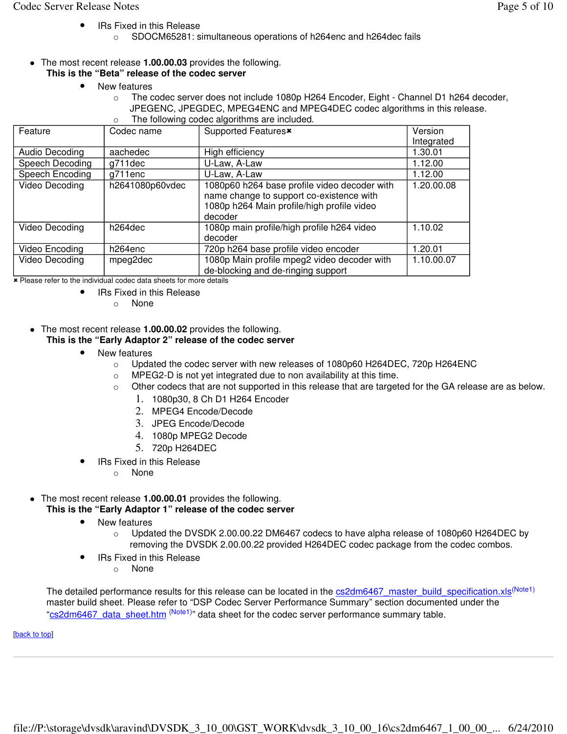- IRs Fixed in this Release
  - SDOCM65281: simultaneous operations of h264enc and h264dec fails

- The most recent release **1.00.00.03** provides the following.
  **This is the "Beta" release of the codec server**
  - New features
    - The codec server does not include 1080p H264 Encoder, Eight - Channel D1 h264 decoder, JPEGENC, JPEGDEC, MPEG4ENC and MPEG4DEC codec algorithms in this release.
    - The following codec algorithms are included.

| Feature | Codec name | Supported Features* | Version Integrated |
|---|---|---|---|
| Audio Decoding | aachedec | High efficiency | 1.30.01 |
| Speech Decoding | g711dec | U-Law, A-Law | 1.12.00 |
| Speech Encoding | g711enc | U-Law, A-Law | 1.12.00 |
| Video Decoding | h2641080p60vdec | 1080p60 h264 base profile video decoder with name change to support co-existence with 1080p h264 Main profile/high profile video decoder | 1.20.00.08 |
| Video Decoding | h264dec | 1080p main profile/high profile h264 video decoder | 1.10.02 |
| Video Encoding | h264enc | 720p h264 base profile video encoder | 1.20.01 |
| Video Decoding | mpeg2dec | 1080p Main profile mpeg2 video decoder with de-blocking and de-ringing support | 1.10.00.07 |

\* Please refer to the individual codec data sheets for more details

  - IRs Fixed in this Release
    - None

- The most recent release **1.00.00.02** provides the following.
  **This is the "Early Adaptor 2" release of the codec server**
  - New features
    - Updated the codec server with new releases of 1080p60 H264DEC, 720p H264ENC
    - MPEG2-D is not yet integrated due to non availability at this time.
    - Other codecs that are not supported in this release that are targeted for the GA release are as below.
      1. 1080p30, 8 Ch D1 H264 Encoder
      2. MPEG4 Encode/Decode
      3. JPEG Encode/Decode
      4. 1080p MPEG2 Decode
      5. 720p H264DEC
  - IRs Fixed in this Release
    - None

- The most recent release **1.00.00.01** provides the following.
  **This is the "Early Adaptor 1" release of the codec server**
  - New features
    - Updated the DVSDK 2.00.00.22 DM6467 codecs to have alpha release of 1080p60 H264DEC by removing the DVSDK 2.00.00.22 provided H264DEC codec package from the codec combos.
  - IRs Fixed in this Release
    - None

The detailed performance results for this release can be located in the cs2dm6467_master_build_specification.xls(Note1) master build sheet. Please refer to "DSP Codec Server Performance Summary" section documented under the "cs2dm6467_data_sheet.htm (Note1)" data sheet for the codec server performance summary table.

[back to top]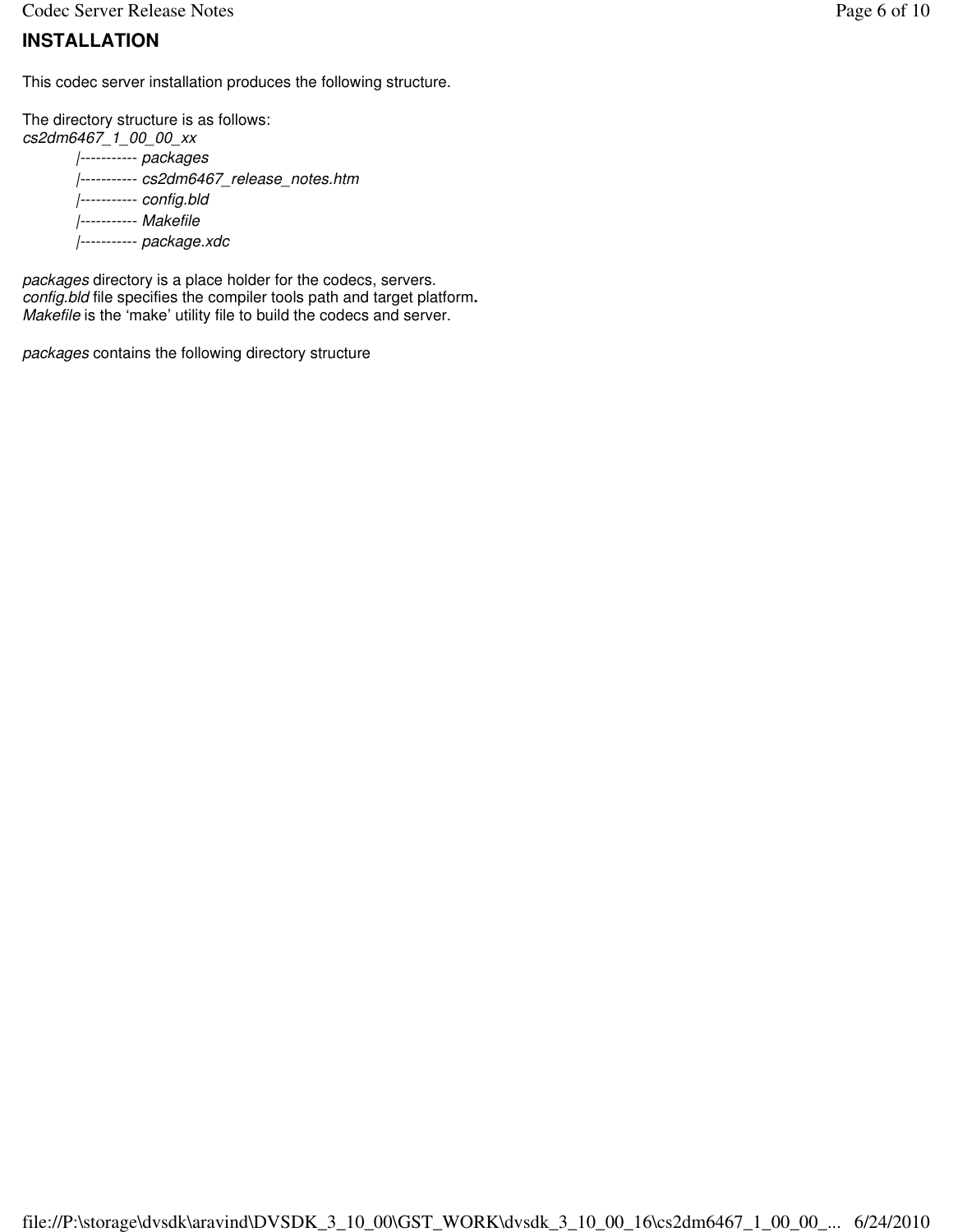## INSTALLATION

This codec server installation produces the following structure.

The directory structure is as follows:

```
cs2dm6467_1_00_00_xx
        |----------- packages
        |----------- cs2dm6467_release_notes.htm
        |----------- config.bld
        |----------- Makefile
        |----------- package.xdc
```

*packages* directory is a place holder for the codecs, servers.
*config.bld* file specifies the compiler tools path and target platform**.**
*Makefile* is the 'make' utility file to build the codecs and server.

*packages* contains the following directory structure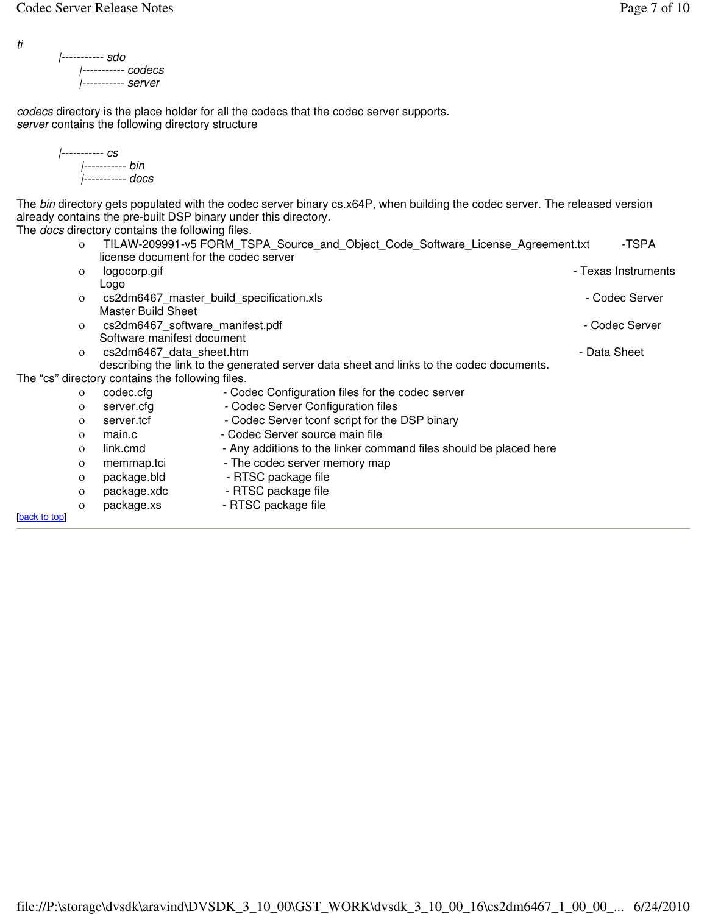```
ti
    |----------- sdo
          |----------- codecs
          |----------- server
```

*codecs* directory is the place holder for all the codecs that the codec server supports.
*server* contains the following directory structure

```
    |----------- cs
          |----------- bin
          |----------- docs
```

The *bin* directory gets populated with the codec server binary cs.x64P, when building the codec server. The released version already contains the pre-built DSP binary under this directory.
The *docs* directory contains the following files.

- TILAW-209991-v5 FORM_TSPA_Source_and_Object_Code_Software_License_Agreement.txt -TSPA license document for the codec server
- logocorp.gif - Texas Instruments Logo
- cs2dm6467_master_build_specification.xls - Codec Server Master Build Sheet
- cs2dm6467_software_manifest.pdf - Codec Server Software manifest document
- cs2dm6467_data_sheet.htm - Data Sheet describing the link to the generated server data sheet and links to the codec documents.

The "cs" directory contains the following files.

- codec.cfg - Codec Configuration files for the codec server
- server.cfg - Codec Server Configuration files
- server.tcf - Codec Server tconf script for the DSP binary
- main.c - Codec Server source main file
- link.cmd - Any additions to the linker command files should be placed here
- memmap.tci - The codec server memory map
- package.bld - RTSC package file
- package.xdc - RTSC package file
- package.xs - RTSC package file

[back to top]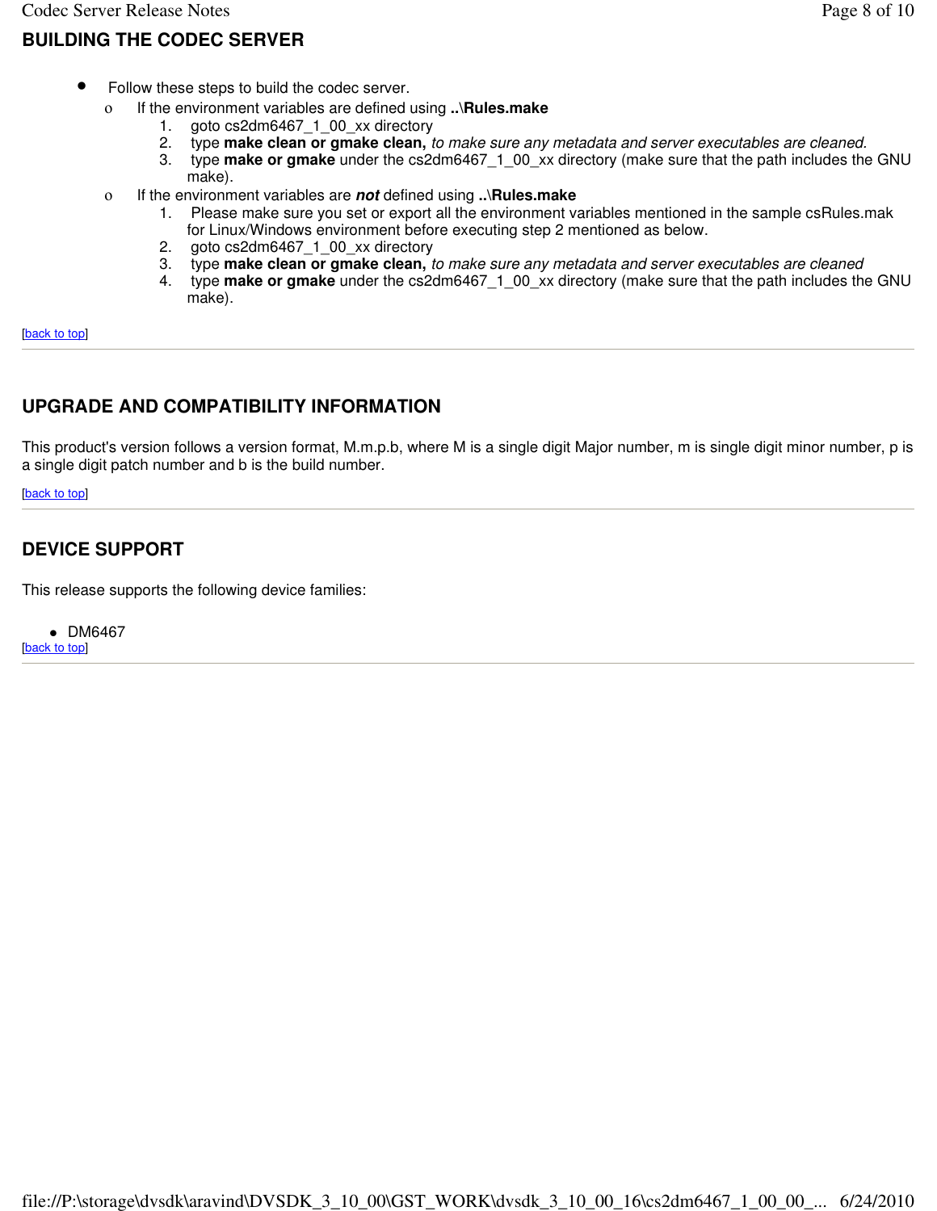## BUILDING THE CODEC SERVER

- Follow these steps to build the codec server.
  - If the environment variables are defined using **..\Rules.make**
    1. goto cs2dm6467_1_00_xx directory
    2. type **make clean or gmake clean,** *to make sure any metadata and server executables are cleaned.*
    3. type **make or gmake** under the cs2dm6467_1_00_xx directory (make sure that the path includes the GNU make).
  - If the environment variables are ***not*** defined using **..\Rules.make**
    1. Please make sure you set or export all the environment variables mentioned in the sample csRules.mak for Linux/Windows environment before executing step 2 mentioned as below.
    2. goto cs2dm6467_1_00_xx directory
    3. type **make clean or gmake clean,** *to make sure any metadata and server executables are cleaned*
    4. type **make or gmake** under the cs2dm6467_1_00_xx directory (make sure that the path includes the GNU make).

[back to top]

---

## UPGRADE AND COMPATIBILITY INFORMATION

This product's version follows a version format, M.m.p.b, where M is a single digit Major number, m is single digit minor number, p is a single digit patch number and b is the build number.

[back to top]

---

## DEVICE SUPPORT

This release supports the following device families:

- DM6467

[back to top]

---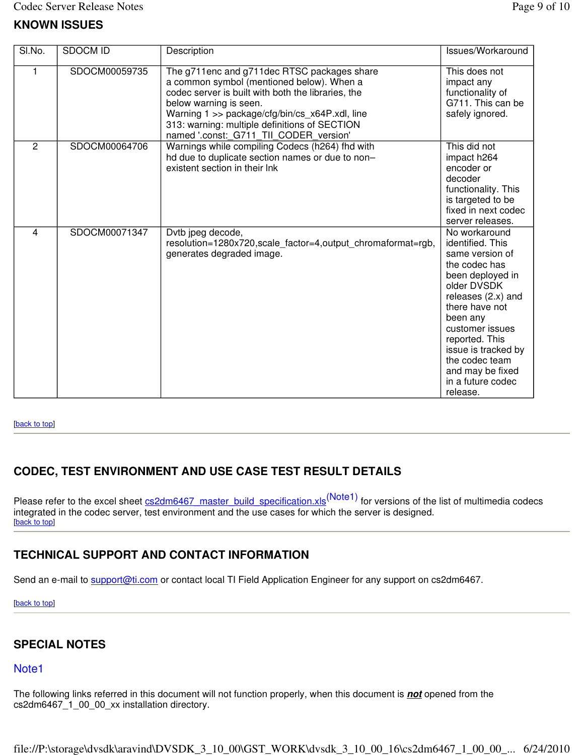## KNOWN ISSUES

| Sl.No. | SDOCM ID | Description | Issues/Workaround |
|---|---|---|---|
| 1 | SDOCM00059735 | The g711enc and g711dec RTSC packages share a common symbol (mentioned below). When a codec server is built with both the libraries, the below warning is seen. Warning 1 >> package/cfg/bin/cs_x64P.xdl, line 313: warning: multiple definitions of SECTION named '.const:_G711_TII_CODER_version' | This does not impact any functionality of G711. This can be safely ignored. |
| 2 | SDOCM00064706 | Warnings while compiling Codecs (h264) fhd with hd due to duplicate section names or due to non–existent section in their lnk | This did not impact h264 encoder or decoder functionality. This is targeted to be fixed in next codec server releases. |
| 4 | SDOCM00071347 | Dvtb jpeg decode, resolution=1280x720,scale_factor=4,output_chromaformat=rgb, generates degraded image. | No workaround identified. This same version of the codec has been deployed in older DVSDK releases (2.x) and there have not been any customer issues reported. This issue is tracked by the codec team and may be fixed in a future codec release. |

[back to top]

## CODEC, TEST ENVIRONMENT AND USE CASE TEST RESULT DETAILS

Please refer to the excel sheet cs2dm6467_master_build_specification.xls(Note1) for versions of the list of multimedia codecs integrated in the codec server, test environment and the use cases for which the server is designed.

[back to top]

## TECHNICAL SUPPORT AND CONTACT INFORMATION

Send an e-mail to support@ti.com or contact local TI Field Application Engineer for any support on cs2dm6467.

[back to top]

## SPECIAL NOTES

### Note1

The following links referred in this document will not function properly, when this document is ***not*** opened from the cs2dm6467_1_00_00_xx installation directory.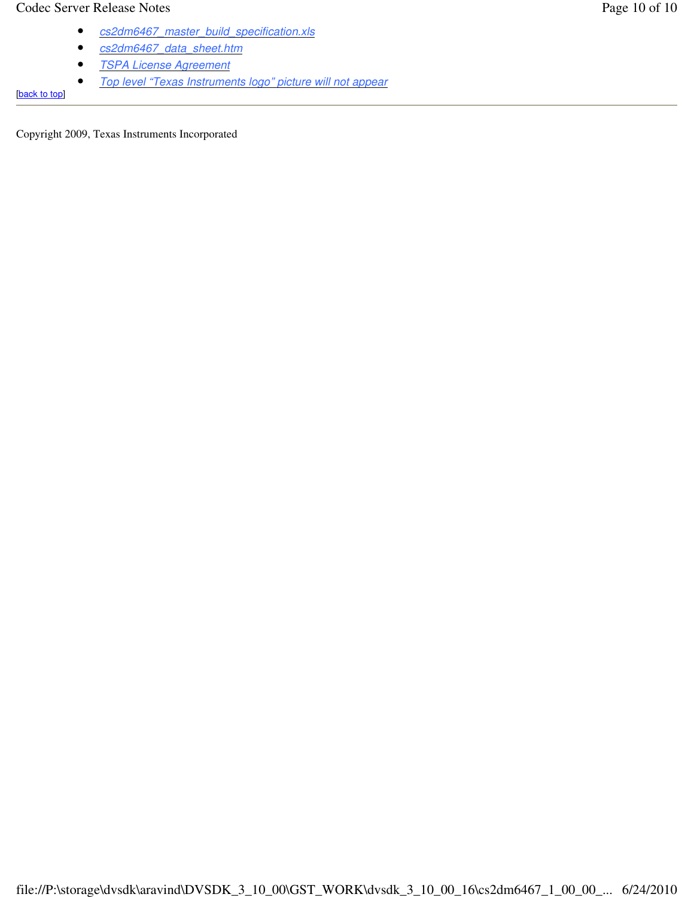- *cs2dm6467_master_build_specification.xls*
- *cs2dm6467_data_sheet.htm*
- *TSPA License Agreement*
- *Top level "Texas Instruments logo" picture will not appear*

[back to top]

---

Copyright 2009, Texas Instruments Incorporated